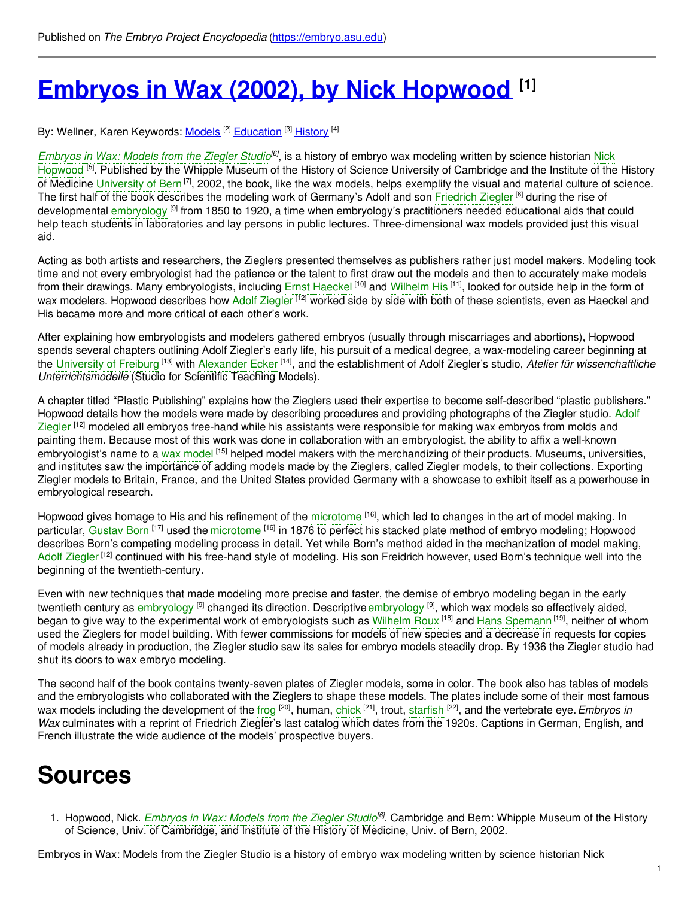Published on *The Embryo Project Encyclopedia* (https://embryo.asu.edu)

# Embryos in Wax (2002), by Nick Hopwood [1]

By: Wellner, Karen Keywords: Models [2] Education [3] History [4]

*Embryos in Wax: Models from the Ziegler Studio*[6], is a history of embryo wax modeling written by science historian Nick Hopwood [5]. Published by the Whipple Museum of the History of Science University of Cambridge and the Institute of the History of Medicine University of Bern [7], 2002, the book, like the wax models, helps exemplify the visual and material culture of science. The first half of the book describes the modeling work of Germany's Adolf and son Friedrich Ziegler [8] during the rise of developmental embryology [9] from 1850 to 1920, a time when embryology's practitioners needed educational aids that could help teach students in laboratories and lay persons in public lectures. Three-dimensional wax models provided just this visual aid.

Acting as both artists and researchers, the Zieglers presented themselves as publishers rather just model makers. Modeling took time and not every embryologist had the patience or the talent to first draw out the models and then to accurately make models from their drawings. Many embryologists, including Ernst Haeckel [10] and Wilhelm His [11], looked for outside help in the form of wax modelers. Hopwood describes how Adolf Ziegler [12] worked side by side with both of these scientists, even as Haeckel and His became more and more critical of each other's work.

After explaining how embryologists and modelers gathered embryos (usually through miscarriages and abortions), Hopwood spends several chapters outlining Adolf Ziegler's early life, his pursuit of a medical degree, a wax-modeling career beginning at the University of Freiburg [13] with Alexander Ecker [14], and the establishment of Adolf Ziegler's studio, *Atelier für wissenschaftliche Unterrichtsmodelle* (Studio for Scientific Teaching Models).

A chapter titled "Plastic Publishing" explains how the Zieglers used their expertise to become self-described "plastic publishers." Hopwood details how the models were made by describing procedures and providing photographs of the Ziegler studio. Adolf Ziegler [12] modeled all embryos free-hand while his assistants were responsible for making wax embryos from molds and painting them. Because most of this work was done in collaboration with an embryologist, the ability to affix a well-known embryologist's name to a wax model [15] helped model makers with the merchandizing of their products. Museums, universities, and institutes saw the importance of adding models made by the Zieglers, called Ziegler models, to their collections. Exporting Ziegler models to Britain, France, and the United States provided Germany with a showcase to exhibit itself as a powerhouse in embryological research.

Hopwood gives homage to His and his refinement of the microtome [16], which led to changes in the art of model making. In particular, Gustav Born [17] used the microtome [16] in 1876 to perfect his stacked plate method of embryo modeling; Hopwood describes Born's competing modeling process in detail. Yet while Born's method aided in the mechanization of model making, Adolf Ziegler [12] continued with his free-hand style of modeling. His son Freidrich however, used Born's technique well into the beginning of the twentieth-century.

Even with new techniques that made modeling more precise and faster, the demise of embryo modeling began in the early twentieth century as embryology [9] changed its direction. Descriptive embryology [9], which wax models so effectively aided, began to give way to the experimental work of embryologists such as Wilhelm Roux [18] and Hans Spemann [19], neither of whom used the Zieglers for model building. With fewer commissions for models of new species and a decrease in requests for copies of models already in production, the Ziegler studio saw its sales for embryo models steadily drop. By 1936 the Ziegler studio had shut its doors to wax embryo modeling.

The second half of the book contains twenty-seven plates of Ziegler models, some in color. The book also has tables of models and the embryologists who collaborated with the Zieglers to shape these models. The plates include some of their most famous wax models including the development of the frog [20], human, chick [21], trout, starfish [22], and the vertebrate eye. *Embryos in Wax* culminates with a reprint of Friedrich Ziegler's last catalog which dates from the 1920s. Captions in German, English, and French illustrate the wide audience of the models' prospective buyers.

# Sources

1. Hopwood, Nick. *Embryos in Wax: Models from the Ziegler Studio*[6]. Cambridge and Bern: Whipple Museum of the History of Science, Univ. of Cambridge, and Institute of the History of Medicine, Univ. of Bern, 2002.

Embryos in Wax: Models from the Ziegler Studio is a history of embryo wax modeling written by science historian Nick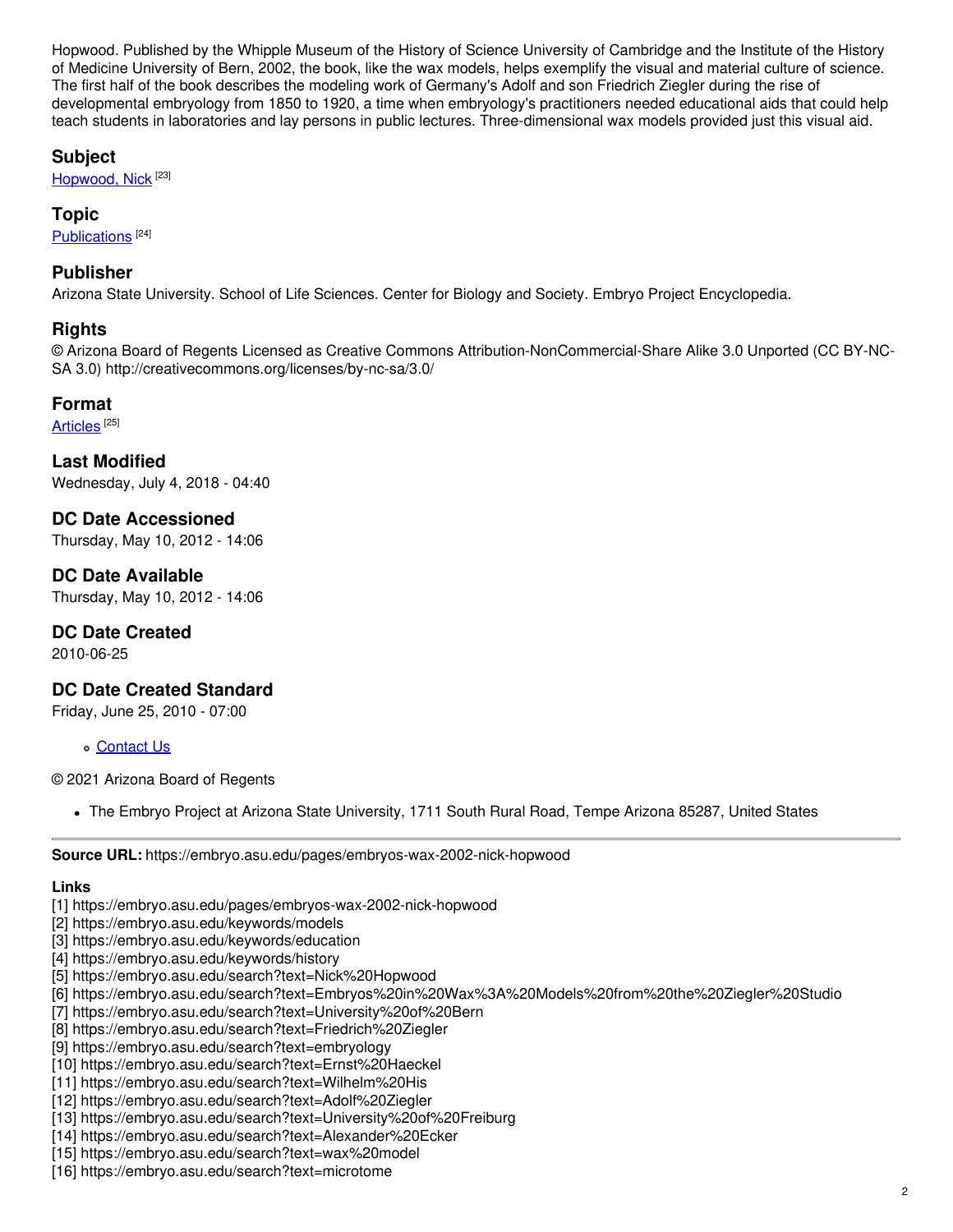Hopwood. Published by the Whipple Museum of the History of Science University of Cambridge and the Institute of the History of Medicine University of Bern, 2002, the book, like the wax models, helps exemplify the visual and material culture of science. The first half of the book describes the modeling work of Germany's Adolf and son Friedrich Ziegler during the rise of developmental embryology from 1850 to 1920, a time when embryology's practitioners needed educational aids that could help teach students in laboratories and lay persons in public lectures. Three-dimensional wax models provided just this visual aid.

## Subject

Hopwood, Nick [23]

## Topic

Publications [24]

## Publisher

Arizona State University. School of Life Sciences. Center for Biology and Society. Embryo Project Encyclopedia.

## Rights

© Arizona Board of Regents Licensed as Creative Commons Attribution-NonCommercial-Share Alike 3.0 Unported (CC BY-NC-SA 3.0) http://creativecommons.org/licenses/by-nc-sa/3.0/

## Format

Articles [25]

## Last Modified

Wednesday, July 4, 2018 - 04:40

## DC Date Accessioned

Thursday, May 10, 2012 - 14:06

## DC Date Available

Thursday, May 10, 2012 - 14:06

## DC Date Created

2010-06-25

## DC Date Created Standard

Friday, June 25, 2010 - 07:00

- Contact Us

© 2021 Arizona Board of Regents

- The Embryo Project at Arizona State University, 1711 South Rural Road, Tempe Arizona 85287, United States

---

**Source URL:** https://embryo.asu.edu/pages/embryos-wax-2002-nick-hopwood

**Links**

[1] https://embryo.asu.edu/pages/embryos-wax-2002-nick-hopwood
[2] https://embryo.asu.edu/keywords/models
[3] https://embryo.asu.edu/keywords/education
[4] https://embryo.asu.edu/keywords/history
[5] https://embryo.asu.edu/search?text=Nick%20Hopwood
[6] https://embryo.asu.edu/search?text=Embryos%20in%20Wax%3A%20Models%20from%20the%20Ziegler%20Studio
[7] https://embryo.asu.edu/search?text=University%20of%20Bern
[8] https://embryo.asu.edu/search?text=Friedrich%20Ziegler
[9] https://embryo.asu.edu/search?text=embryology
[10] https://embryo.asu.edu/search?text=Ernst%20Haeckel
[11] https://embryo.asu.edu/search?text=Wilhelm%20His
[12] https://embryo.asu.edu/search?text=Adolf%20Ziegler
[13] https://embryo.asu.edu/search?text=University%20of%20Freiburg
[14] https://embryo.asu.edu/search?text=Alexander%20Ecker
[15] https://embryo.asu.edu/search?text=wax%20model
[16] https://embryo.asu.edu/search?text=microtome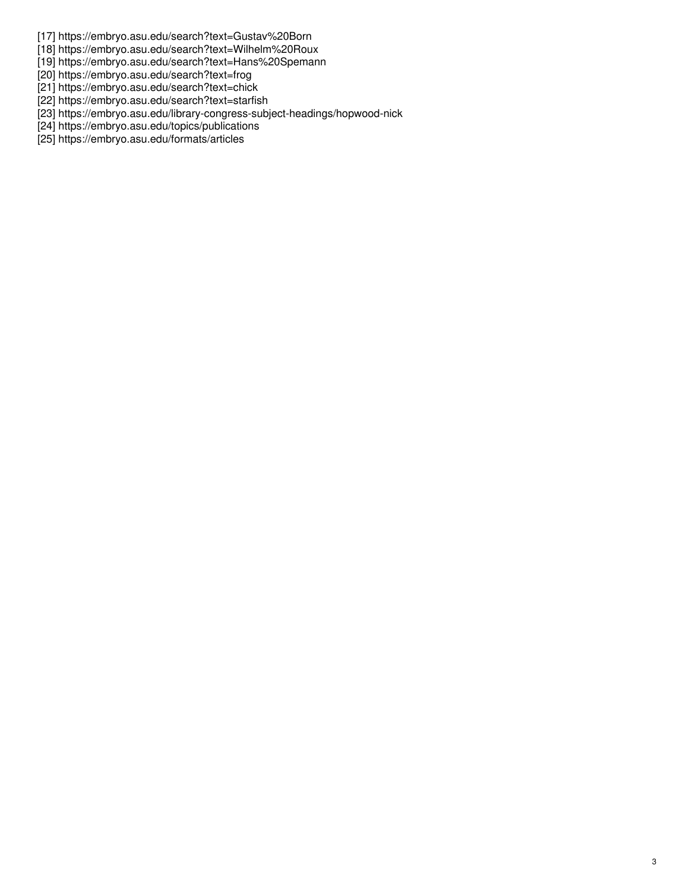[17] https://embryo.asu.edu/search?text=Gustav%20Born
[18] https://embryo.asu.edu/search?text=Wilhelm%20Roux
[19] https://embryo.asu.edu/search?text=Hans%20Spemann
[20] https://embryo.asu.edu/search?text=frog
[21] https://embryo.asu.edu/search?text=chick
[22] https://embryo.asu.edu/search?text=starfish
[23] https://embryo.asu.edu/library-congress-subject-headings/hopwood-nick
[24] https://embryo.asu.edu/topics/publications
[25] https://embryo.asu.edu/formats/articles